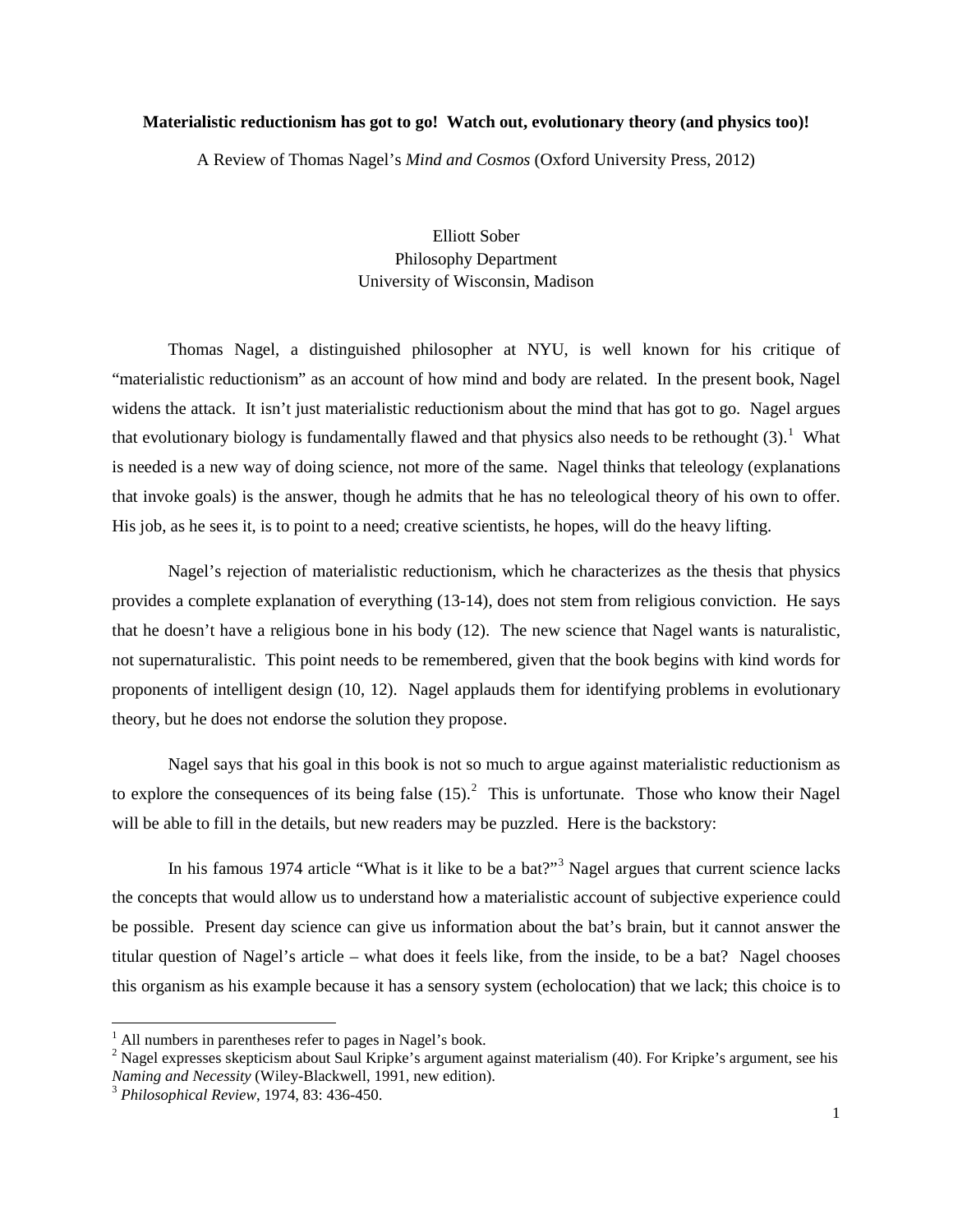**Materialistic reductionism has got to go! Watch out, evolutionary theory (and physics too)!**

A Review of Thomas Nagel's *Mind and Cosmos* (Oxford University Press, 2012)

Elliott Sober
Philosophy Department
University of Wisconsin, Madison

Thomas Nagel, a distinguished philosopher at NYU, is well known for his critique of "materialistic reductionism" as an account of how mind and body are related. In the present book, Nagel widens the attack. It isn't just materialistic reductionism about the mind that has got to go. Nagel argues that evolutionary biology is fundamentally flawed and that physics also needs to be rethought (3).[1] What is needed is a new way of doing science, not more of the same. Nagel thinks that teleology (explanations that invoke goals) is the answer, though he admits that he has no teleological theory of his own to offer. His job, as he sees it, is to point to a need; creative scientists, he hopes, will do the heavy lifting.

Nagel's rejection of materialistic reductionism, which he characterizes as the thesis that physics provides a complete explanation of everything (13-14), does not stem from religious conviction. He says that he doesn't have a religious bone in his body (12). The new science that Nagel wants is naturalistic, not supernaturalistic. This point needs to be remembered, given that the book begins with kind words for proponents of intelligent design (10, 12). Nagel applauds them for identifying problems in evolutionary theory, but he does not endorse the solution they propose.

Nagel says that his goal in this book is not so much to argue against materialistic reductionism as to explore the consequences of its being false (15).[2] This is unfortunate. Those who know their Nagel will be able to fill in the details, but new readers may be puzzled. Here is the backstory:

In his famous 1974 article "What is it like to be a bat?"[3] Nagel argues that current science lacks the concepts that would allow us to understand how a materialistic account of subjective experience could be possible. Present day science can give us information about the bat's brain, but it cannot answer the titular question of Nagel's article – what does it feels like, from the inside, to be a bat? Nagel chooses this organism as his example because it has a sensory system (echolocation) that we lack; this choice is to

---

[1] All numbers in parentheses refer to pages in Nagel's book.

[2] Nagel expresses skepticism about Saul Kripke's argument against materialism (40). For Kripke's argument, see his *Naming and Necessity* (Wiley-Blackwell, 1991, new edition).

[3] *Philosophical Review*, 1974, 83: 436-450.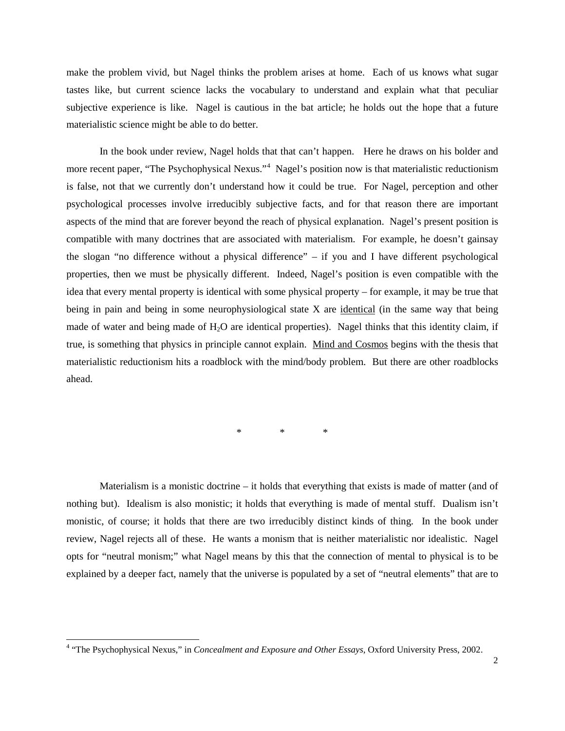make the problem vivid, but Nagel thinks the problem arises at home. Each of us knows what sugar tastes like, but current science lacks the vocabulary to understand and explain what that peculiar subjective experience is like. Nagel is cautious in the bat article; he holds out the hope that a future materialistic science might be able to do better.

In the book under review, Nagel holds that that can't happen. Here he draws on his bolder and more recent paper, "The Psychophysical Nexus."[4] Nagel's position now is that materialistic reductionism is false, not that we currently don't understand how it could be true. For Nagel, perception and other psychological processes involve irreducibly subjective facts, and for that reason there are important aspects of the mind that are forever beyond the reach of physical explanation. Nagel's present position is compatible with many doctrines that are associated with materialism. For example, he doesn't gainsay the slogan "no difference without a physical difference" – if you and I have different psychological properties, then we must be physically different. Indeed, Nagel's position is even compatible with the idea that every mental property is identical with some physical property – for example, it may be true that being in pain and being in some neurophysiological state X are <u>identical</u> (in the same way that being made of water and being made of $H_2O$ are identical properties). Nagel thinks that this identity claim, if true, is something that physics in principle cannot explain. <u>Mind and Cosmos</u> begins with the thesis that materialistic reductionism hits a roadblock with the mind/body problem. But there are other roadblocks ahead.

\* \* \*

Materialism is a monistic doctrine – it holds that everything that exists is made of matter (and of nothing but). Idealism is also monistic; it holds that everything is made of mental stuff. Dualism isn't monistic, of course; it holds that there are two irreducibly distinct kinds of thing. In the book under review, Nagel rejects all of these. He wants a monism that is neither materialistic nor idealistic. Nagel opts for "neutral monism;" what Nagel means by this that the connection of mental to physical is to be explained by a deeper fact, namely that the universe is populated by a set of "neutral elements" that are to

[4] "The Psychophysical Nexus," in *Concealment and Exposure and Other Essays*, Oxford University Press, 2002.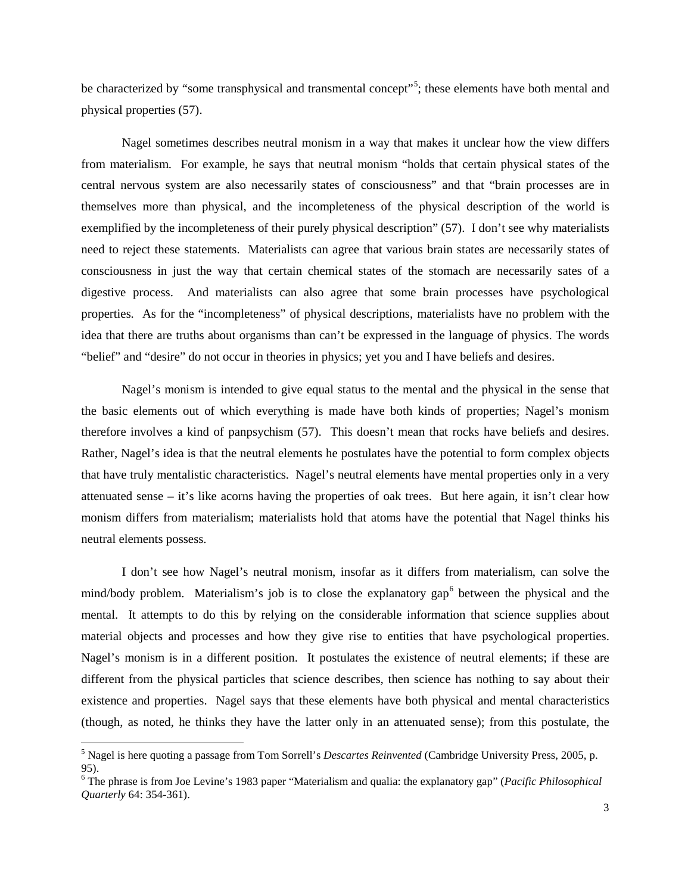be characterized by “some transphysical and transmental concept”[5]; these elements have both mental and physical properties (57).

Nagel sometimes describes neutral monism in a way that makes it unclear how the view differs from materialism. For example, he says that neutral monism “holds that certain physical states of the central nervous system are also necessarily states of consciousness” and that “brain processes are in themselves more than physical, and the incompleteness of the physical description of the world is exemplified by the incompleteness of their purely physical description” (57). I don’t see why materialists need to reject these statements. Materialists can agree that various brain states are necessarily states of consciousness in just the way that certain chemical states of the stomach are necessarily sates of a digestive process. And materialists can also agree that some brain processes have psychological properties. As for the “incompleteness” of physical descriptions, materialists have no problem with the idea that there are truths about organisms than can’t be expressed in the language of physics. The words “belief” and “desire” do not occur in theories in physics; yet you and I have beliefs and desires.

Nagel’s monism is intended to give equal status to the mental and the physical in the sense that the basic elements out of which everything is made have both kinds of properties; Nagel’s monism therefore involves a kind of panpsychism (57). This doesn’t mean that rocks have beliefs and desires. Rather, Nagel’s idea is that the neutral elements he postulates have the potential to form complex objects that have truly mentalistic characteristics. Nagel’s neutral elements have mental properties only in a very attenuated sense – it’s like acorns having the properties of oak trees. But here again, it isn’t clear how monism differs from materialism; materialists hold that atoms have the potential that Nagel thinks his neutral elements possess.

I don’t see how Nagel’s neutral monism, insofar as it differs from materialism, can solve the mind/body problem. Materialism’s job is to close the explanatory gap[6] between the physical and the mental. It attempts to do this by relying on the considerable information that science supplies about material objects and processes and how they give rise to entities that have psychological properties. Nagel’s monism is in a different position. It postulates the existence of neutral elements; if these are different from the physical particles that science describes, then science has nothing to say about their existence and properties. Nagel says that these elements have both physical and mental characteristics (though, as noted, he thinks they have the latter only in an attenuated sense); from this postulate, the

[5] Nagel is here quoting a passage from Tom Sorrell’s *Descartes Reinvented* (Cambridge University Press, 2005, p. 95).

[6] The phrase is from Joe Levine’s 1983 paper “Materialism and qualia: the explanatory gap” (*Pacific Philosophical Quarterly* 64: 354-361).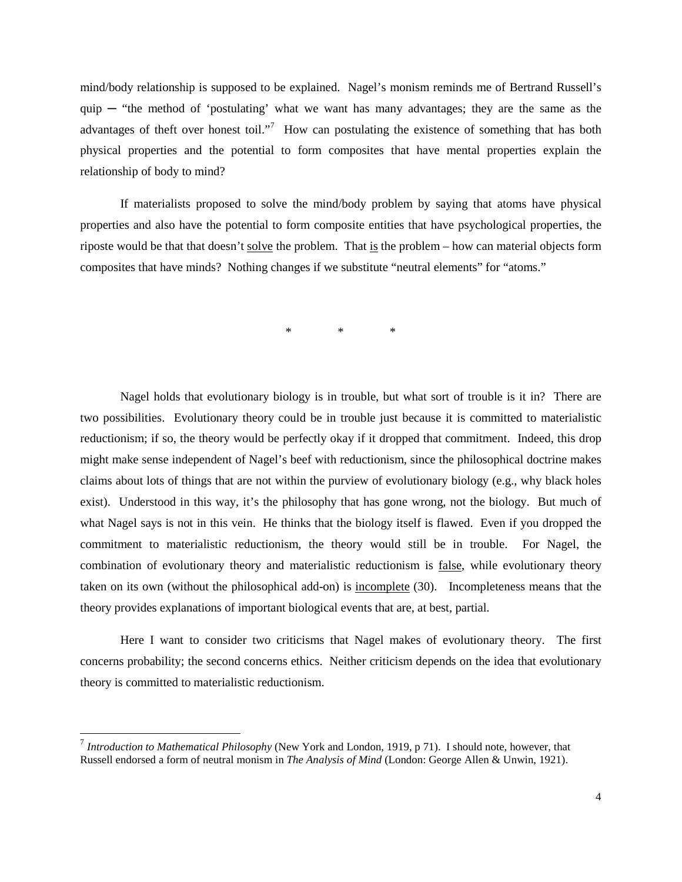mind/body relationship is supposed to be explained. Nagel's monism reminds me of Bertrand Russell's quip ─ "the method of 'postulating' what we want has many advantages; they are the same as the advantages of theft over honest toil."[7] How can postulating the existence of something that has both physical properties and the potential to form composites that have mental properties explain the relationship of body to mind?

If materialists proposed to solve the mind/body problem by saying that atoms have physical properties and also have the potential to form composite entities that have psychological properties, the riposte would be that that doesn't <u>solve</u> the problem. That <u>is</u> the problem – how can material objects form composites that have minds? Nothing changes if we substitute "neutral elements" for "atoms."

\* \* \*

Nagel holds that evolutionary biology is in trouble, but what sort of trouble is it in? There are two possibilities. Evolutionary theory could be in trouble just because it is committed to materialistic reductionism; if so, the theory would be perfectly okay if it dropped that commitment. Indeed, this drop might make sense independent of Nagel's beef with reductionism, since the philosophical doctrine makes claims about lots of things that are not within the purview of evolutionary biology (e.g., why black holes exist). Understood in this way, it's the philosophy that has gone wrong, not the biology. But much of what Nagel says is not in this vein. He thinks that the biology itself is flawed. Even if you dropped the commitment to materialistic reductionism, the theory would still be in trouble. For Nagel, the combination of evolutionary theory and materialistic reductionism is <u>false</u>, while evolutionary theory taken on its own (without the philosophical add-on) is <u>incomplete</u> (30). Incompleteness means that the theory provides explanations of important biological events that are, at best, partial.

Here I want to consider two criticisms that Nagel makes of evolutionary theory. The first concerns probability; the second concerns ethics. Neither criticism depends on the idea that evolutionary theory is committed to materialistic reductionism.

---

[7] *Introduction to Mathematical Philosophy* (New York and London, 1919, p 71). I should note, however, that Russell endorsed a form of neutral monism in *The Analysis of Mind* (London: George Allen & Unwin, 1921).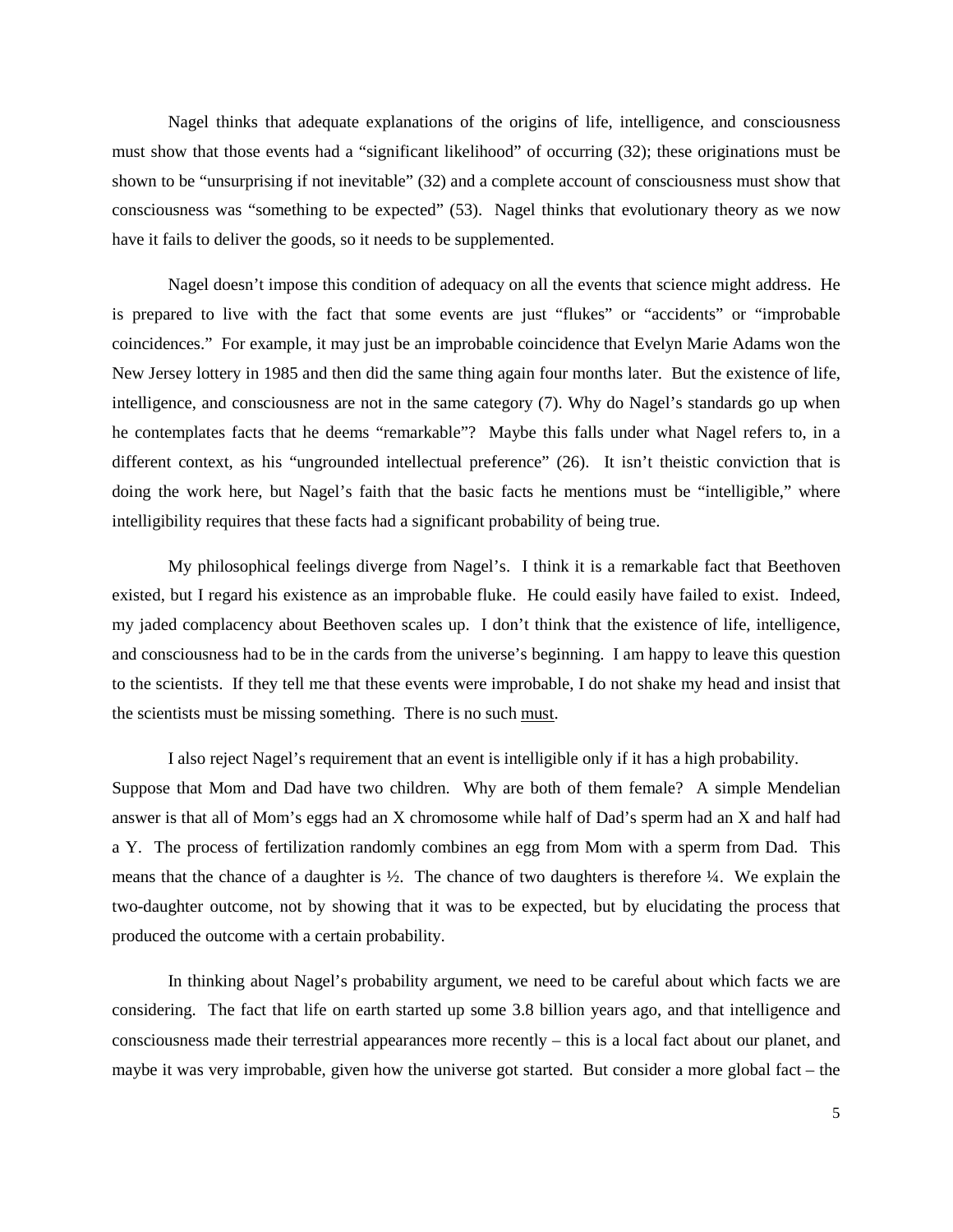Nagel thinks that adequate explanations of the origins of life, intelligence, and consciousness must show that those events had a "significant likelihood" of occurring (32); these originations must be shown to be "unsurprising if not inevitable" (32) and a complete account of consciousness must show that consciousness was "something to be expected" (53). Nagel thinks that evolutionary theory as we now have it fails to deliver the goods, so it needs to be supplemented.

Nagel doesn't impose this condition of adequacy on all the events that science might address. He is prepared to live with the fact that some events are just "flukes" or "accidents" or "improbable coincidences." For example, it may just be an improbable coincidence that Evelyn Marie Adams won the New Jersey lottery in 1985 and then did the same thing again four months later. But the existence of life, intelligence, and consciousness are not in the same category (7). Why do Nagel's standards go up when he contemplates facts that he deems "remarkable"? Maybe this falls under what Nagel refers to, in a different context, as his "ungrounded intellectual preference" (26). It isn't theistic conviction that is doing the work here, but Nagel's faith that the basic facts he mentions must be "intelligible," where intelligibility requires that these facts had a significant probability of being true.

My philosophical feelings diverge from Nagel's. I think it is a remarkable fact that Beethoven existed, but I regard his existence as an improbable fluke. He could easily have failed to exist. Indeed, my jaded complacency about Beethoven scales up. I don't think that the existence of life, intelligence, and consciousness had to be in the cards from the universe's beginning. I am happy to leave this question to the scientists. If they tell me that these events were improbable, I do not shake my head and insist that the scientists must be missing something. There is no such <u>must</u>.

I also reject Nagel's requirement that an event is intelligible only if it has a high probability. Suppose that Mom and Dad have two children. Why are both of them female? A simple Mendelian answer is that all of Mom's eggs had an X chromosome while half of Dad's sperm had an X and half had a Y. The process of fertilization randomly combines an egg from Mom with a sperm from Dad. This means that the chance of a daughter is ½. The chance of two daughters is therefore ¼. We explain the two-daughter outcome, not by showing that it was to be expected, but by elucidating the process that produced the outcome with a certain probability.

In thinking about Nagel's probability argument, we need to be careful about which facts we are considering. The fact that life on earth started up some 3.8 billion years ago, and that intelligence and consciousness made their terrestrial appearances more recently – this is a local fact about our planet, and maybe it was very improbable, given how the universe got started. But consider a more global fact – the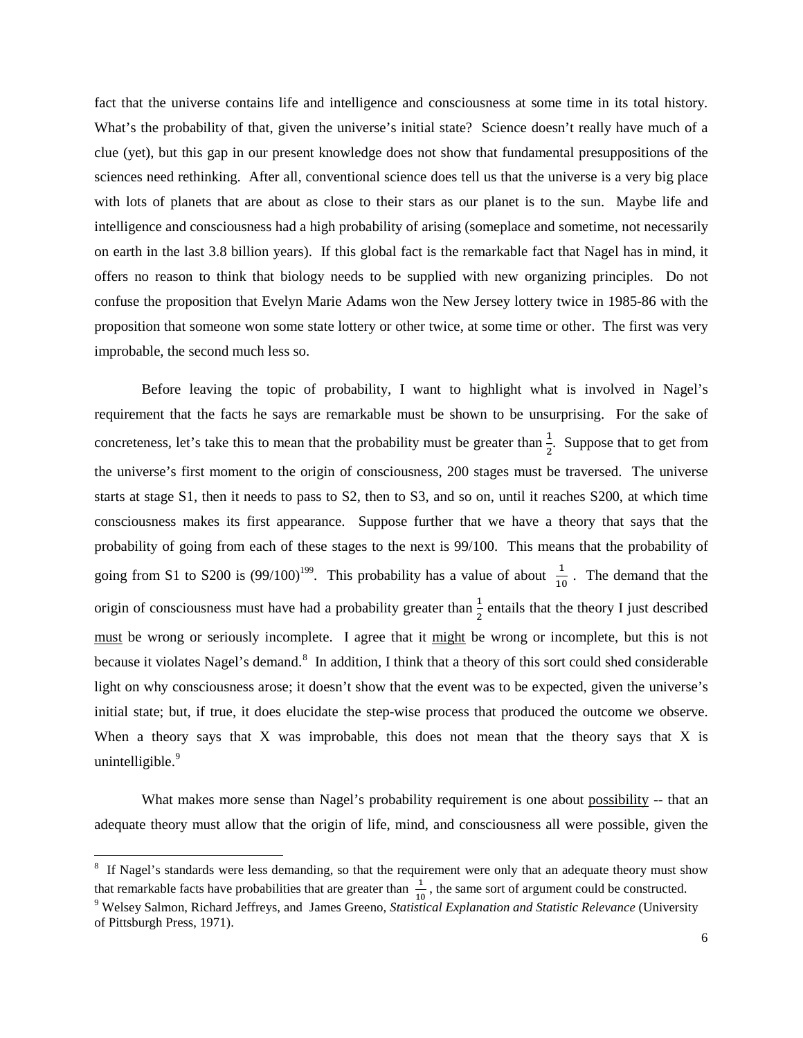fact that the universe contains life and intelligence and consciousness at some time in its total history. What's the probability of that, given the universe's initial state? Science doesn't really have much of a clue (yet), but this gap in our present knowledge does not show that fundamental presuppositions of the sciences need rethinking. After all, conventional science does tell us that the universe is a very big place with lots of planets that are about as close to their stars as our planet is to the sun. Maybe life and intelligence and consciousness had a high probability of arising (someplace and sometime, not necessarily on earth in the last 3.8 billion years). If this global fact is the remarkable fact that Nagel has in mind, it offers no reason to think that biology needs to be supplied with new organizing principles. Do not confuse the proposition that Evelyn Marie Adams won the New Jersey lottery twice in 1985-86 with the proposition that someone won some state lottery or other twice, at some time or other. The first was very improbable, the second much less so.

Before leaving the topic of probability, I want to highlight what is involved in Nagel's requirement that the facts he says are remarkable must be shown to be unsurprising. For the sake of concreteness, let's take this to mean that the probability must be greater than $\frac{1}{2}$. Suppose that to get from the universe's first moment to the origin of consciousness, 200 stages must be traversed. The universe starts at stage S1, then it needs to pass to S2, then to S3, and so on, until it reaches S200, at which time consciousness makes its first appearance. Suppose further that we have a theory that says that the probability of going from each of these stages to the next is 99/100. This means that the probability of going from S1 to S200 is $(99/100)^{199}$. This probability has a value of about $\frac{1}{10}$. The demand that the origin of consciousness must have had a probability greater than $\frac{1}{2}$ entails that the theory I just described <u>must</u> be wrong or seriously incomplete. I agree that it <u>might</u> be wrong or incomplete, but this is not because it violates Nagel's demand.[8] In addition, I think that a theory of this sort could shed considerable light on why consciousness arose; it doesn't show that the event was to be expected, given the universe's initial state; but, if true, it does elucidate the step-wise process that produced the outcome we observe. When a theory says that X was improbable, this does not mean that the theory says that X is unintelligible.[9]

What makes more sense than Nagel's probability requirement is one about <u>possibility</u> -- that an adequate theory must allow that the origin of life, mind, and consciousness all were possible, given the

---

[8] If Nagel's standards were less demanding, so that the requirement were only that an adequate theory must show that remarkable facts have probabilities that are greater than $\frac{1}{10}$, the same sort of argument could be constructed.

[9] Welsey Salmon, Richard Jeffreys, and James Greeno, *Statistical Explanation and Statistic Relevance* (University of Pittsburgh Press, 1971).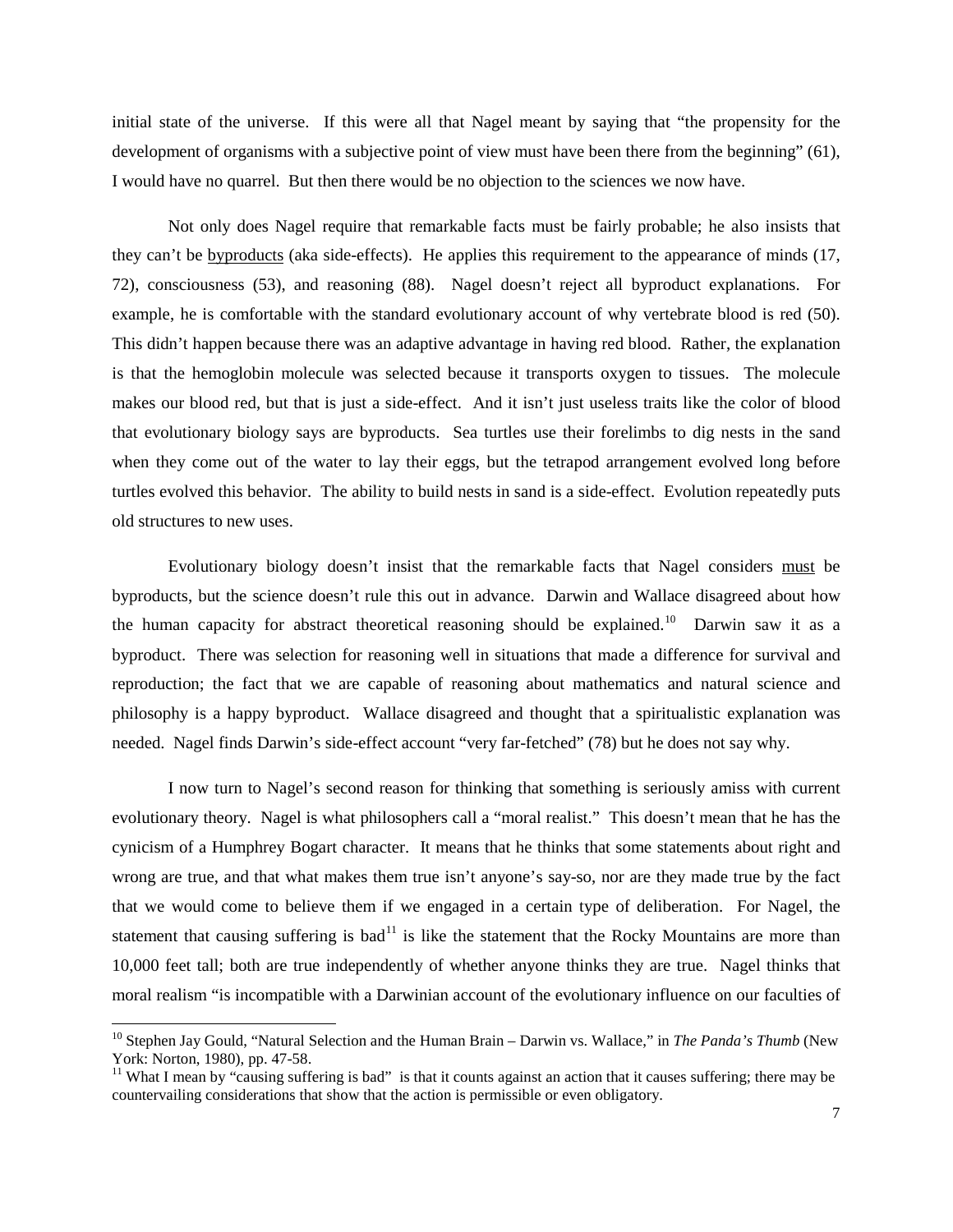initial state of the universe. If this were all that Nagel meant by saying that "the propensity for the development of organisms with a subjective point of view must have been there from the beginning" (61), I would have no quarrel. But then there would be no objection to the sciences we now have.

Not only does Nagel require that remarkable facts must be fairly probable; he also insists that they can't be byproducts (aka side-effects). He applies this requirement to the appearance of minds (17, 72), consciousness (53), and reasoning (88). Nagel doesn't reject all byproduct explanations. For example, he is comfortable with the standard evolutionary account of why vertebrate blood is red (50). This didn't happen because there was an adaptive advantage in having red blood. Rather, the explanation is that the hemoglobin molecule was selected because it transports oxygen to tissues. The molecule makes our blood red, but that is just a side-effect. And it isn't just useless traits like the color of blood that evolutionary biology says are byproducts. Sea turtles use their forelimbs to dig nests in the sand when they come out of the water to lay their eggs, but the tetrapod arrangement evolved long before turtles evolved this behavior. The ability to build nests in sand is a side-effect. Evolution repeatedly puts old structures to new uses.

Evolutionary biology doesn't insist that the remarkable facts that Nagel considers must be byproducts, but the science doesn't rule this out in advance. Darwin and Wallace disagreed about how the human capacity for abstract theoretical reasoning should be explained.[10] Darwin saw it as a byproduct. There was selection for reasoning well in situations that made a difference for survival and reproduction; the fact that we are capable of reasoning about mathematics and natural science and philosophy is a happy byproduct. Wallace disagreed and thought that a spiritualistic explanation was needed. Nagel finds Darwin's side-effect account "very far-fetched" (78) but he does not say why.

I now turn to Nagel's second reason for thinking that something is seriously amiss with current evolutionary theory. Nagel is what philosophers call a "moral realist." This doesn't mean that he has the cynicism of a Humphrey Bogart character. It means that he thinks that some statements about right and wrong are true, and that what makes them true isn't anyone's say-so, nor are they made true by the fact that we would come to believe them if we engaged in a certain type of deliberation. For Nagel, the statement that causing suffering is bad[11] is like the statement that the Rocky Mountains are more than 10,000 feet tall; both are true independently of whether anyone thinks they are true. Nagel thinks that moral realism "is incompatible with a Darwinian account of the evolutionary influence on our faculties of

---

[10] Stephen Jay Gould, "Natural Selection and the Human Brain – Darwin vs. Wallace," in *The Panda's Thumb* (New York: Norton, 1980), pp. 47-58.

[11] What I mean by "causing suffering is bad" is that it counts against an action that it causes suffering; there may be countervailing considerations that show that the action is permissible or even obligatory.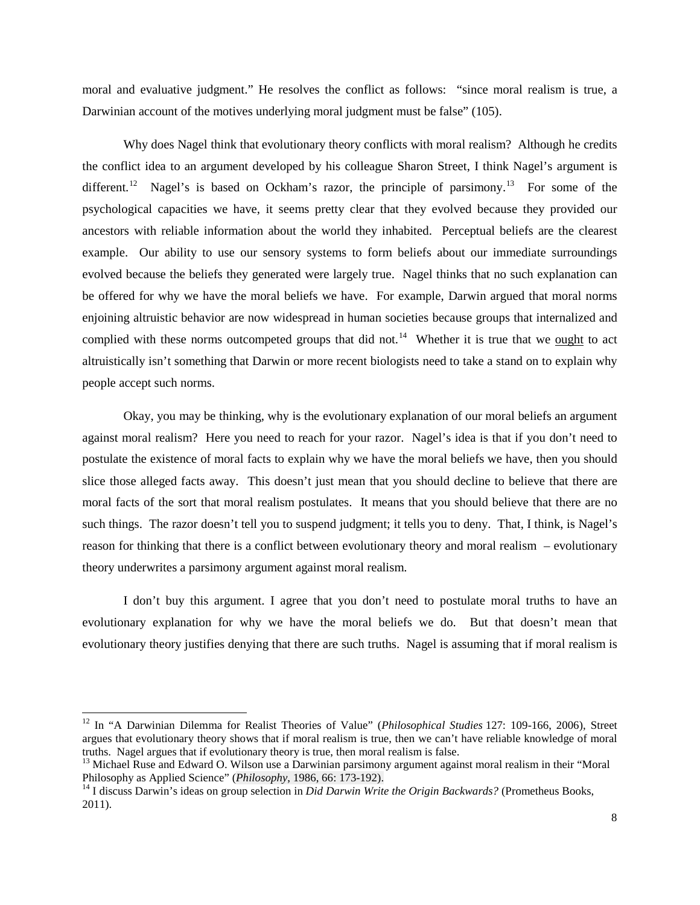moral and evaluative judgment." He resolves the conflict as follows: "since moral realism is true, a Darwinian account of the motives underlying moral judgment must be false" (105).

Why does Nagel think that evolutionary theory conflicts with moral realism? Although he credits the conflict idea to an argument developed by his colleague Sharon Street, I think Nagel's argument is different.[12] Nagel's is based on Ockham's razor, the principle of parsimony.[13] For some of the psychological capacities we have, it seems pretty clear that they evolved because they provided our ancestors with reliable information about the world they inhabited. Perceptual beliefs are the clearest example. Our ability to use our sensory systems to form beliefs about our immediate surroundings evolved because the beliefs they generated were largely true. Nagel thinks that no such explanation can be offered for why we have the moral beliefs we have. For example, Darwin argued that moral norms enjoining altruistic behavior are now widespread in human societies because groups that internalized and complied with these norms outcompeted groups that did not.[14] Whether it is true that we <u>ought</u> to act altruistically isn't something that Darwin or more recent biologists need to take a stand on to explain why people accept such norms.

Okay, you may be thinking, why is the evolutionary explanation of our moral beliefs an argument against moral realism? Here you need to reach for your razor. Nagel's idea is that if you don't need to postulate the existence of moral facts to explain why we have the moral beliefs we have, then you should slice those alleged facts away. This doesn't just mean that you should decline to believe that there are moral facts of the sort that moral realism postulates. It means that you should believe that there are no such things. The razor doesn't tell you to suspend judgment; it tells you to deny. That, I think, is Nagel's reason for thinking that there is a conflict between evolutionary theory and moral realism – evolutionary theory underwrites a parsimony argument against moral realism.

I don't buy this argument. I agree that you don't need to postulate moral truths to have an evolutionary explanation for why we have the moral beliefs we do. But that doesn't mean that evolutionary theory justifies denying that there are such truths. Nagel is assuming that if moral realism is

---

[12] In "A Darwinian Dilemma for Realist Theories of Value" (*Philosophical Studies* 127: 109-166, 2006), Street argues that evolutionary theory shows that if moral realism is true, then we can't have reliable knowledge of moral truths. Nagel argues that if evolutionary theory is true, then moral realism is false.

[13] Michael Ruse and Edward O. Wilson use a Darwinian parsimony argument against moral realism in their "Moral Philosophy as Applied Science" (*Philosophy*, 1986, 66: 173-192).

[14] I discuss Darwin's ideas on group selection in *Did Darwin Write the Origin Backwards?* (Prometheus Books, 2011).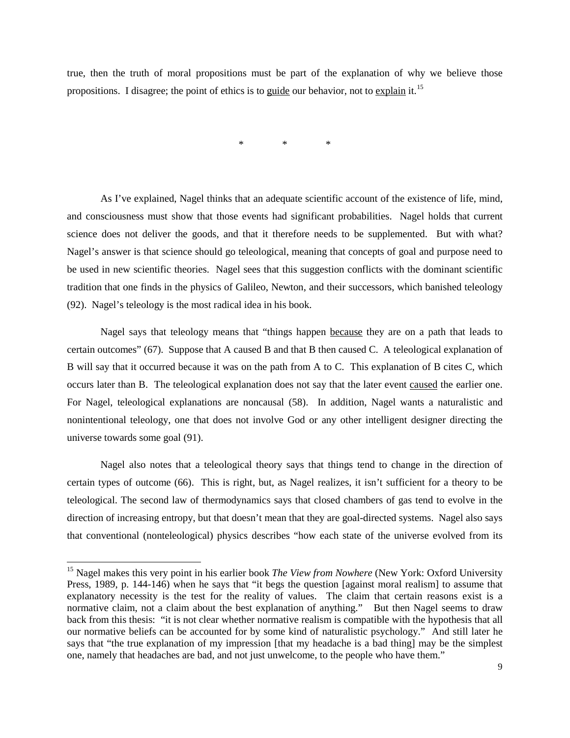true, then the truth of moral propositions must be part of the explanation of why we believe those propositions. I disagree; the point of ethics is to guide our behavior, not to explain it.[15]

\*            \*            \*

As I've explained, Nagel thinks that an adequate scientific account of the existence of life, mind, and consciousness must show that those events had significant probabilities. Nagel holds that current science does not deliver the goods, and that it therefore needs to be supplemented. But with what? Nagel's answer is that science should go teleological, meaning that concepts of goal and purpose need to be used in new scientific theories. Nagel sees that this suggestion conflicts with the dominant scientific tradition that one finds in the physics of Galileo, Newton, and their successors, which banished teleology (92). Nagel's teleology is the most radical idea in his book.

Nagel says that teleology means that "things happen because they are on a path that leads to certain outcomes" (67). Suppose that A caused B and that B then caused C. A teleological explanation of B will say that it occurred because it was on the path from A to C. This explanation of B cites C, which occurs later than B. The teleological explanation does not say that the later event caused the earlier one. For Nagel, teleological explanations are noncausal (58). In addition, Nagel wants a naturalistic and nonintentional teleology, one that does not involve God or any other intelligent designer directing the universe towards some goal (91).

Nagel also notes that a teleological theory says that things tend to change in the direction of certain types of outcome (66). This is right, but, as Nagel realizes, it isn't sufficient for a theory to be teleological. The second law of thermodynamics says that closed chambers of gas tend to evolve in the direction of increasing entropy, but that doesn't mean that they are goal-directed systems. Nagel also says that conventional (nonteleological) physics describes "how each state of the universe evolved from its

---

[15] Nagel makes this very point in his earlier book *The View from Nowhere* (New York: Oxford University Press, 1989, p. 144-146) when he says that "it begs the question [against moral realism] to assume that explanatory necessity is the test for the reality of values. The claim that certain reasons exist is a normative claim, not a claim about the best explanation of anything." But then Nagel seems to draw back from this thesis: "it is not clear whether normative realism is compatible with the hypothesis that all our normative beliefs can be accounted for by some kind of naturalistic psychology." And still later he says that "the true explanation of my impression [that my headache is a bad thing] may be the simplest one, namely that headaches are bad, and not just unwelcome, to the people who have them."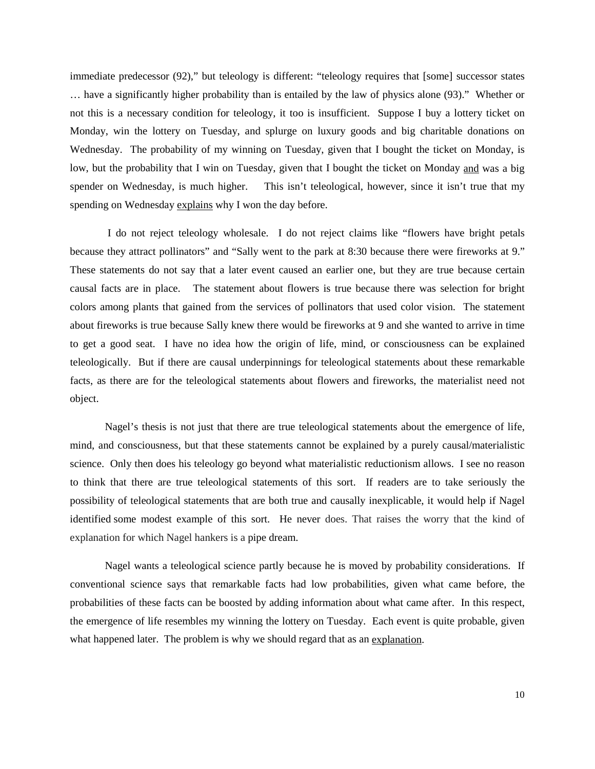immediate predecessor (92)," but teleology is different: "teleology requires that [some] successor states … have a significantly higher probability than is entailed by the law of physics alone (93)." Whether or not this is a necessary condition for teleology, it too is insufficient. Suppose I buy a lottery ticket on Monday, win the lottery on Tuesday, and splurge on luxury goods and big charitable donations on Wednesday. The probability of my winning on Tuesday, given that I bought the ticket on Monday, is low, but the probability that I win on Tuesday, given that I bought the ticket on Monday <u>and</u> was a big spender on Wednesday, is much higher. This isn't teleological, however, since it isn't true that my spending on Wednesday <u>explains</u> why I won the day before.

I do not reject teleology wholesale. I do not reject claims like "flowers have bright petals because they attract pollinators" and "Sally went to the park at 8:30 because there were fireworks at 9." These statements do not say that a later event caused an earlier one, but they are true because certain causal facts are in place. The statement about flowers is true because there was selection for bright colors among plants that gained from the services of pollinators that used color vision. The statement about fireworks is true because Sally knew there would be fireworks at 9 and she wanted to arrive in time to get a good seat. I have no idea how the origin of life, mind, or consciousness can be explained teleologically. But if there are causal underpinnings for teleological statements about these remarkable facts, as there are for the teleological statements about flowers and fireworks, the materialist need not object.

Nagel's thesis is not just that there are true teleological statements about the emergence of life, mind, and consciousness, but that these statements cannot be explained by a purely causal/materialistic science. Only then does his teleology go beyond what materialistic reductionism allows. I see no reason to think that there are true teleological statements of this sort. If readers are to take seriously the possibility of teleological statements that are both true and causally inexplicable, it would help if Nagel identified some modest example of this sort. He never does. That raises the worry that the kind of explanation for which Nagel hankers is a pipe dream.

Nagel wants a teleological science partly because he is moved by probability considerations. If conventional science says that remarkable facts had low probabilities, given what came before, the probabilities of these facts can be boosted by adding information about what came after. In this respect, the emergence of life resembles my winning the lottery on Tuesday. Each event is quite probable, given what happened later. The problem is why we should regard that as an <u>explanation</u>.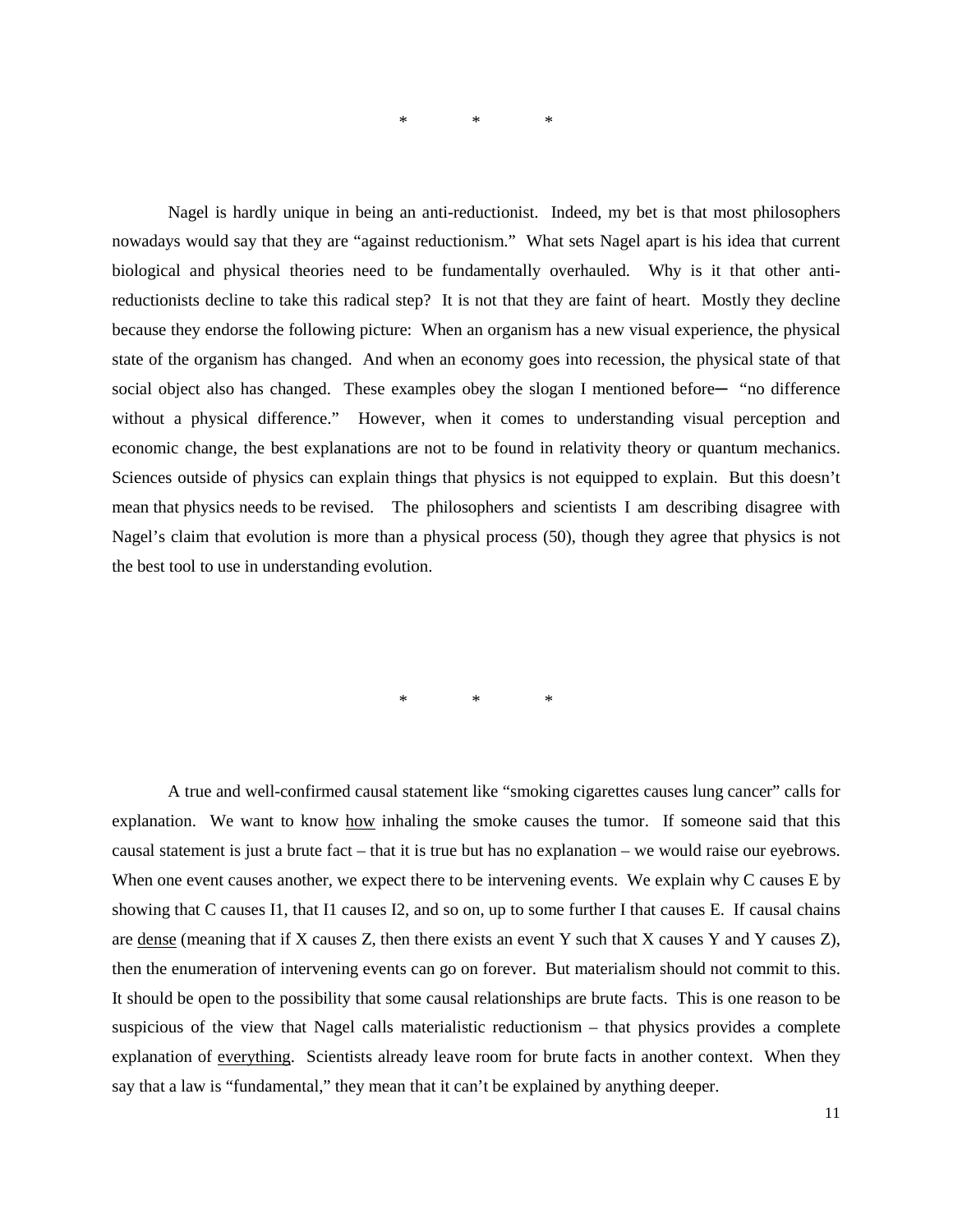\*          \*          \*

Nagel is hardly unique in being an anti-reductionist. Indeed, my bet is that most philosophers nowadays would say that they are "against reductionism." What sets Nagel apart is his idea that current biological and physical theories need to be fundamentally overhauled. Why is it that other anti-reductionists decline to take this radical step? It is not that they are faint of heart. Mostly they decline because they endorse the following picture: When an organism has a new visual experience, the physical state of the organism has changed. And when an economy goes into recession, the physical state of that social object also has changed. These examples obey the slogan I mentioned before— "no difference without a physical difference." However, when it comes to understanding visual perception and economic change, the best explanations are not to be found in relativity theory or quantum mechanics. Sciences outside of physics can explain things that physics is not equipped to explain. But this doesn't mean that physics needs to be revised. The philosophers and scientists I am describing disagree with Nagel's claim that evolution is more than a physical process (50), though they agree that physics is not the best tool to use in understanding evolution.

\*          \*          \*

A true and well-confirmed causal statement like "smoking cigarettes causes lung cancer" calls for explanation. We want to know <u>how</u> inhaling the smoke causes the tumor. If someone said that this causal statement is just a brute fact – that it is true but has no explanation – we would raise our eyebrows. When one event causes another, we expect there to be intervening events. We explain why C causes E by showing that C causes I1, that I1 causes I2, and so on, up to some further I that causes E. If causal chains are <u>dense</u> (meaning that if X causes Z, then there exists an event Y such that X causes Y and Y causes Z), then the enumeration of intervening events can go on forever. But materialism should not commit to this. It should be open to the possibility that some causal relationships are brute facts. This is one reason to be suspicious of the view that Nagel calls materialistic reductionism – that physics provides a complete explanation of <u>everything</u>. Scientists already leave room for brute facts in another context. When they say that a law is "fundamental," they mean that it can't be explained by anything deeper.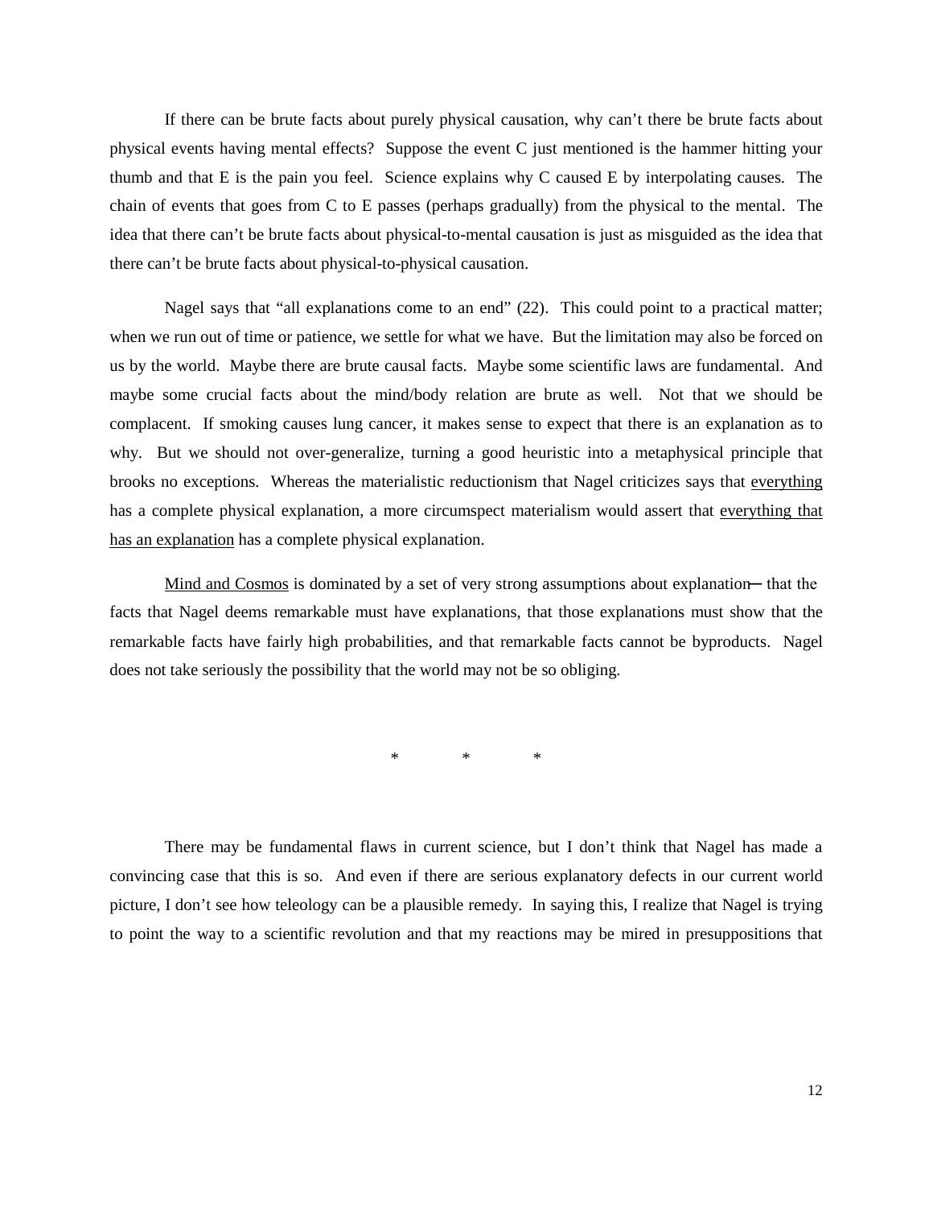If there can be brute facts about purely physical causation, why can't there be brute facts about physical events having mental effects? Suppose the event C just mentioned is the hammer hitting your thumb and that E is the pain you feel. Science explains why C caused E by interpolating causes. The chain of events that goes from C to E passes (perhaps gradually) from the physical to the mental. The idea that there can't be brute facts about physical-to-mental causation is just as misguided as the idea that there can't be brute facts about physical-to-physical causation.

Nagel says that "all explanations come to an end" (22). This could point to a practical matter; when we run out of time or patience, we settle for what we have. But the limitation may also be forced on us by the world. Maybe there are brute causal facts. Maybe some scientific laws are fundamental. And maybe some crucial facts about the mind/body relation are brute as well. Not that we should be complacent. If smoking causes lung cancer, it makes sense to expect that there is an explanation as to why. But we should not over-generalize, turning a good heuristic into a metaphysical principle that brooks no exceptions. Whereas the materialistic reductionism that Nagel criticizes says that <u>everything</u> has a complete physical explanation, a more circumspect materialism would assert that <u>everything that has an explanation</u> has a complete physical explanation.

<u>Mind and Cosmos</u> is dominated by a set of very strong assumptions about explanation─ that the facts that Nagel deems remarkable must have explanations, that those explanations must show that the remarkable facts have fairly high probabilities, and that remarkable facts cannot be byproducts. Nagel does not take seriously the possibility that the world may not be so obliging.

\* \* \*

There may be fundamental flaws in current science, but I don't think that Nagel has made a convincing case that this is so. And even if there are serious explanatory defects in our current world picture, I don't see how teleology can be a plausible remedy. In saying this, I realize that Nagel is trying to point the way to a scientific revolution and that my reactions may be mired in presuppositions that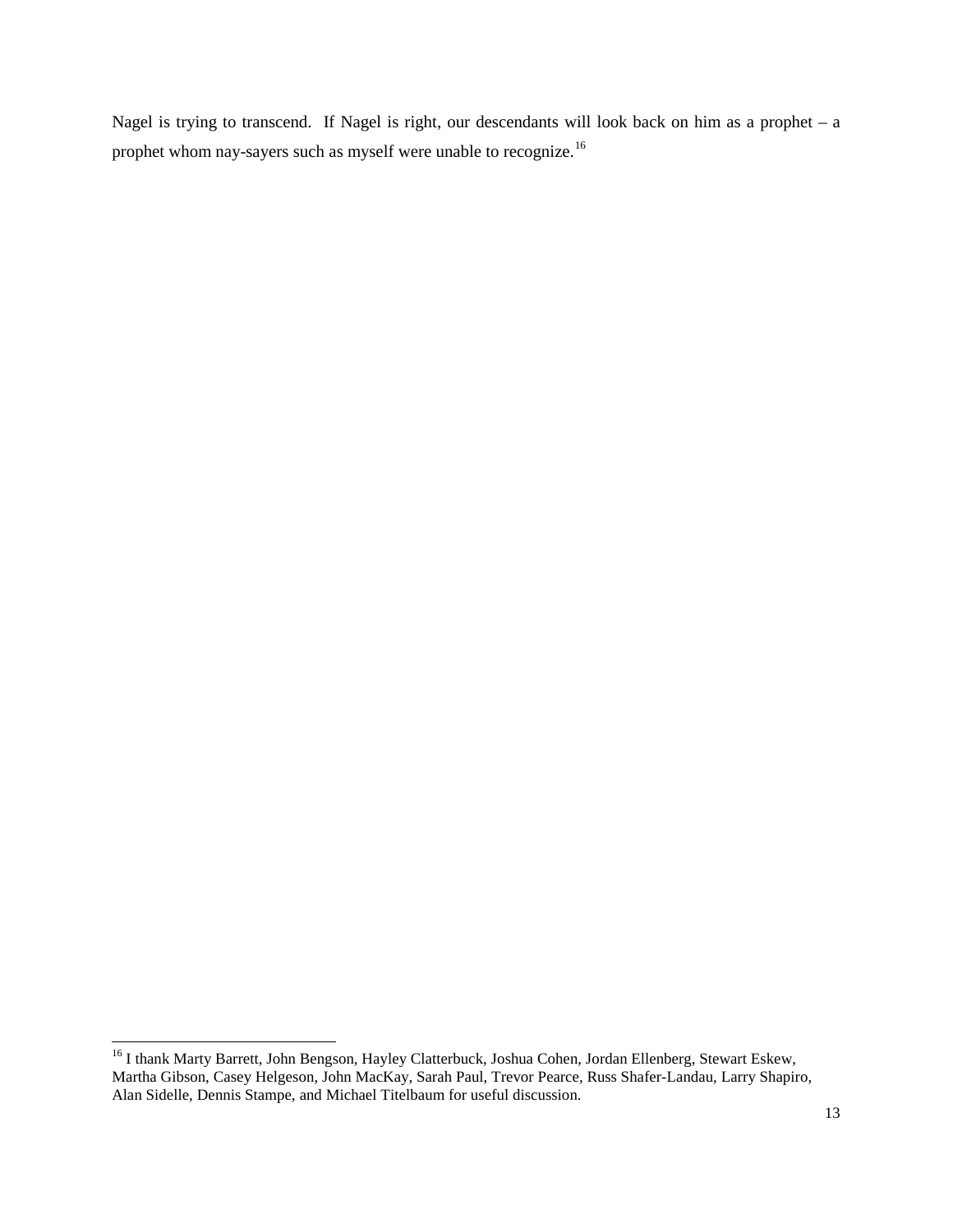Nagel is trying to transcend. If Nagel is right, our descendants will look back on him as a prophet – a prophet whom nay-sayers such as myself were unable to recognize.[16]

[16] I thank Marty Barrett, John Bengson, Hayley Clatterbuck, Joshua Cohen, Jordan Ellenberg, Stewart Eskew, Martha Gibson, Casey Helgeson, John MacKay, Sarah Paul, Trevor Pearce, Russ Shafer-Landau, Larry Shapiro, Alan Sidelle, Dennis Stampe, and Michael Titelbaum for useful discussion.